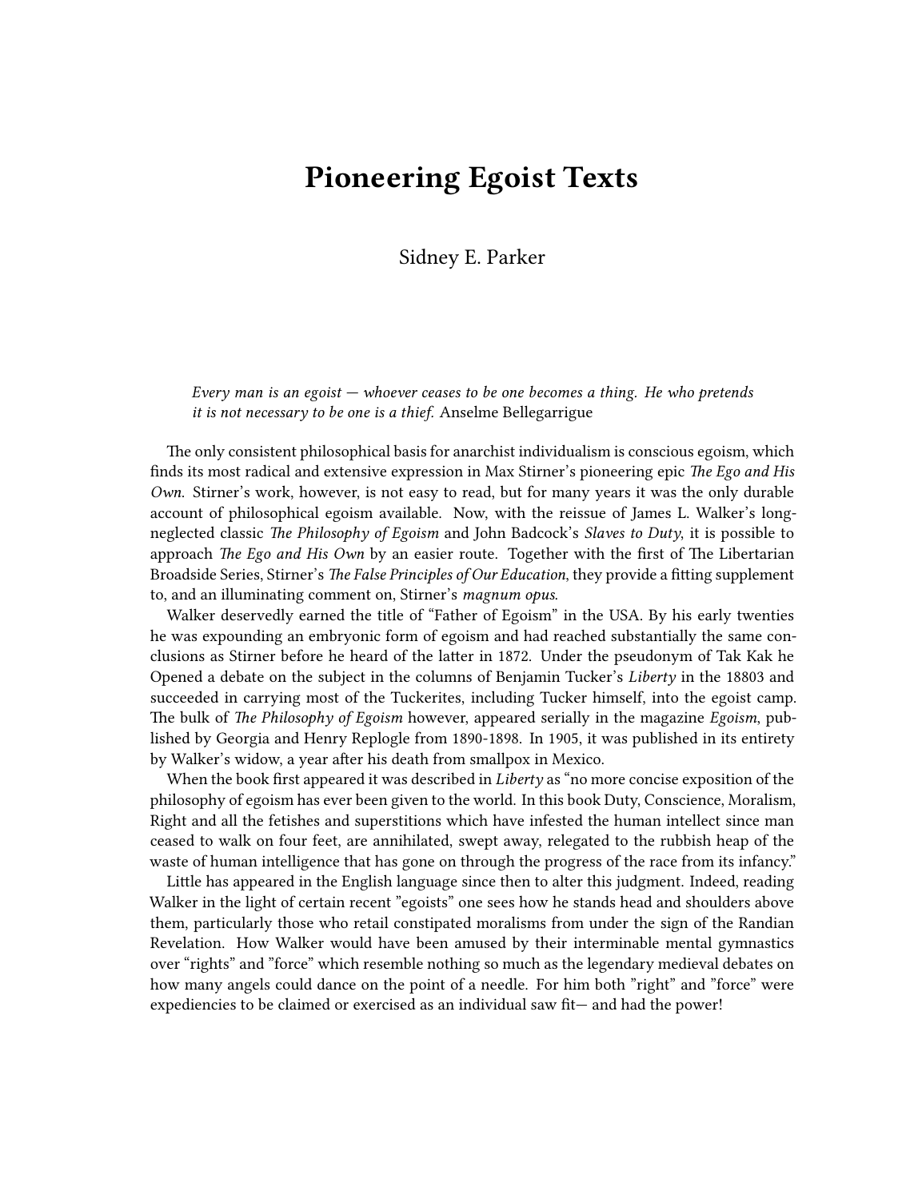# Pioneering Egoist Texts

Sidney E. Parker

> *Every man is an egoist — whoever ceases to be one becomes a thing. He who pretends it is not necessary to be one is a thief.* Anselme Bellegarrigue

The only consistent philosophical basis for anarchist individualism is conscious egoism, which finds its most radical and extensive expression in Max Stirner's pioneering epic *The Ego and His Own.* Stirner's work, however, is not easy to read, but for many years it was the only durable account of philosophical egoism available. Now, with the reissue of James L. Walker's long-neglected classic *The Philosophy of Egoism* and John Badcock's *Slaves to Duty*, it is possible to approach *The Ego and His Own* by an easier route. Together with the first of The Libertarian Broadside Series, Stirner's *The False Principles of Our Education*, they provide a fitting supplement to, and an illuminating comment on, Stirner's *magnum opus.*

Walker deservedly earned the title of "Father of Egoism" in the USA. By his early twenties he was expounding an embryonic form of egoism and had reached substantially the same conclusions as Stirner before he heard of the latter in 1872. Under the pseudonym of Tak Kak he Opened a debate on the subject in the columns of Benjamin Tucker's *Liberty* in the 18803 and succeeded in carrying most of the Tuckerites, including Tucker himself, into the egoist camp. The bulk of *The Philosophy of Egoism* however, appeared serially in the magazine *Egoism*, published by Georgia and Henry Replogle from 1890-1898. In 1905, it was published in its entirety by Walker's widow, a year after his death from smallpox in Mexico.

When the book first appeared it was described in *Liberty* as "no more concise exposition of the philosophy of egoism has ever been given to the world. In this book Duty, Conscience, Moralism, Right and all the fetishes and superstitions which have infested the human intellect since man ceased to walk on four feet, are annihilated, swept away, relegated to the rubbish heap of the waste of human intelligence that has gone on through the progress of the race from its infancy."

Little has appeared in the English language since then to alter this judgment. Indeed, reading Walker in the light of certain recent "egoists" one sees how he stands head and shoulders above them, particularly those who retail constipated moralisms from under the sign of the Randian Revelation. How Walker would have been amused by their interminable mental gymnastics over "rights" and "force" which resemble nothing so much as the legendary medieval debates on how many angels could dance on the point of a needle. For him both "right" and "force" were expediencies to be claimed or exercised as an individual saw fit— and had the power!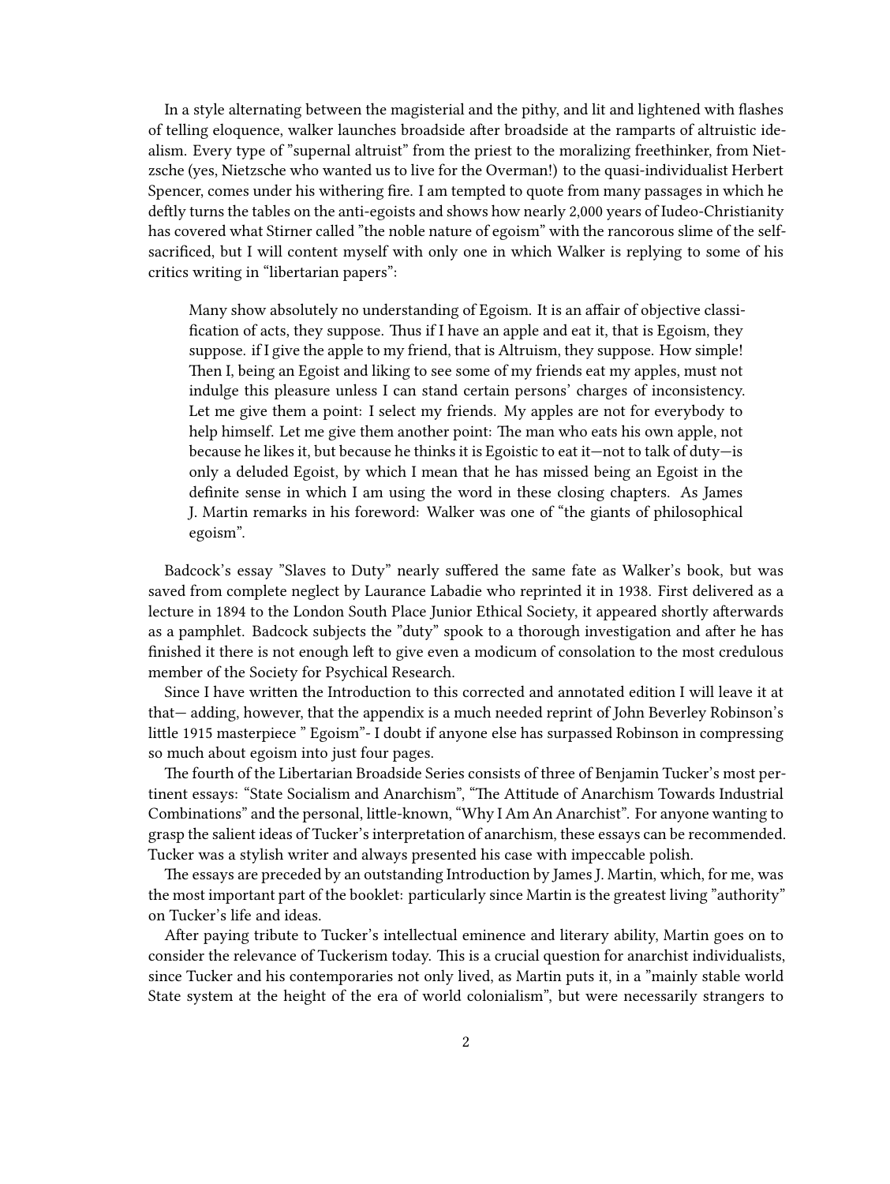In a style alternating between the magisterial and the pithy, and lit and lightened with flashes of telling eloquence, walker launches broadside after broadside at the ramparts of altruistic idealism. Every type of "supernal altruist" from the priest to the moralizing freethinker, from Nietzsche (yes, Nietzsche who wanted us to live for the Overman!) to the quasi-individualist Herbert Spencer, comes under his withering fire. I am tempted to quote from many passages in which he deftly turns the tables on the anti-egoists and shows how nearly 2,000 years of Iudeo-Christianity has covered what Stirner called "the noble nature of egoism" with the rancorous slime of the self-sacrificed, but I will content myself with only one in which Walker is replying to some of his critics writing in "libertarian papers":

> Many show absolutely no understanding of Egoism. It is an affair of objective classification of acts, they suppose. Thus if I have an apple and eat it, that is Egoism, they suppose. if I give the apple to my friend, that is Altruism, they suppose. How simple! Then I, being an Egoist and liking to see some of my friends eat my apples, must not indulge this pleasure unless I can stand certain persons' charges of inconsistency. Let me give them a point: I select my friends. My apples are not for everybody to help himself. Let me give them another point: The man who eats his own apple, not because he likes it, but because he thinks it is Egoistic to eat it—not to talk of duty—is only a deluded Egoist, by which I mean that he has missed being an Egoist in the definite sense in which I am using the word in these closing chapters. As James J. Martin remarks in his foreword: Walker was one of "the giants of philosophical egoism".

Badcock's essay "Slaves to Duty" nearly suffered the same fate as Walker's book, but was saved from complete neglect by Laurance Labadie who reprinted it in 1938. First delivered as a lecture in 1894 to the London South Place Junior Ethical Society, it appeared shortly afterwards as a pamphlet. Badcock subjects the "duty" spook to a thorough investigation and after he has finished it there is not enough left to give even a modicum of consolation to the most credulous member of the Society for Psychical Research.

Since I have written the Introduction to this corrected and annotated edition I will leave it at that— adding, however, that the appendix is a much needed reprint of John Beverley Robinson's little 1915 masterpiece " Egoism"- I doubt if anyone else has surpassed Robinson in compressing so much about egoism into just four pages.

The fourth of the Libertarian Broadside Series consists of three of Benjamin Tucker's most pertinent essays: "State Socialism and Anarchism", "The Attitude of Anarchism Towards Industrial Combinations" and the personal, little-known, "Why I Am An Anarchist". For anyone wanting to grasp the salient ideas of Tucker's interpretation of anarchism, these essays can be recommended. Tucker was a stylish writer and always presented his case with impeccable polish.

The essays are preceded by an outstanding Introduction by James J. Martin, which, for me, was the most important part of the booklet: particularly since Martin is the greatest living "authority" on Tucker's life and ideas.

After paying tribute to Tucker's intellectual eminence and literary ability, Martin goes on to consider the relevance of Tuckerism today. This is a crucial question for anarchist individualists, since Tucker and his contemporaries not only lived, as Martin puts it, in a "mainly stable world State system at the height of the era of world colonialism", but were necessarily strangers to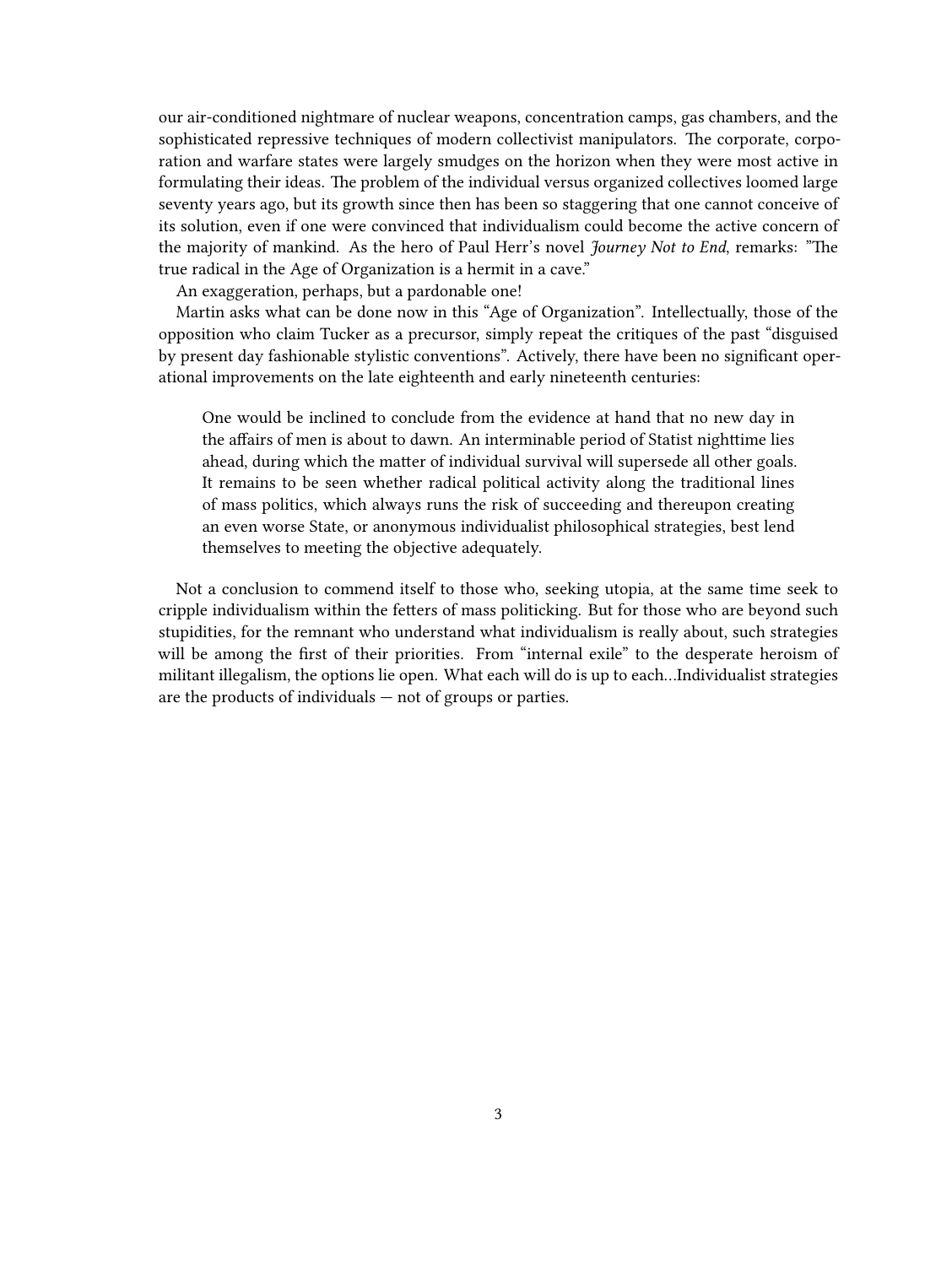our air-conditioned nightmare of nuclear weapons, concentration camps, gas chambers, and the sophisticated repressive techniques of modern collectivist manipulators. The corporate, corporation and warfare states were largely smudges on the horizon when they were most active in formulating their ideas. The problem of the individual versus organized collectives loomed large seventy years ago, but its growth since then has been so staggering that one cannot conceive of its solution, even if one were convinced that individualism could become the active concern of the majority of mankind. As the hero of Paul Herr's novel *Journey Not to End*, remarks: "The true radical in the Age of Organization is a hermit in a cave."

An exaggeration, perhaps, but a pardonable one!

Martin asks what can be done now in this "Age of Organization". Intellectually, those of the opposition who claim Tucker as a precursor, simply repeat the critiques of the past "disguised by present day fashionable stylistic conventions". Actively, there have been no significant operational improvements on the late eighteenth and early nineteenth centuries:

> One would be inclined to conclude from the evidence at hand that no new day in the affairs of men is about to dawn. An interminable period of Statist nighttime lies ahead, during which the matter of individual survival will supersede all other goals. It remains to be seen whether radical political activity along the traditional lines of mass politics, which always runs the risk of succeeding and thereupon creating an even worse State, or anonymous individualist philosophical strategies, best lend themselves to meeting the objective adequately.

Not a conclusion to commend itself to those who, seeking utopia, at the same time seek to cripple individualism within the fetters of mass politicking. But for those who are beyond such stupidities, for the remnant who understand what individualism is really about, such strategies will be among the first of their priorities. From "internal exile" to the desperate heroism of militant illegalism, the options lie open. What each will do is up to each…Individualist strategies are the products of individuals — not of groups or parties.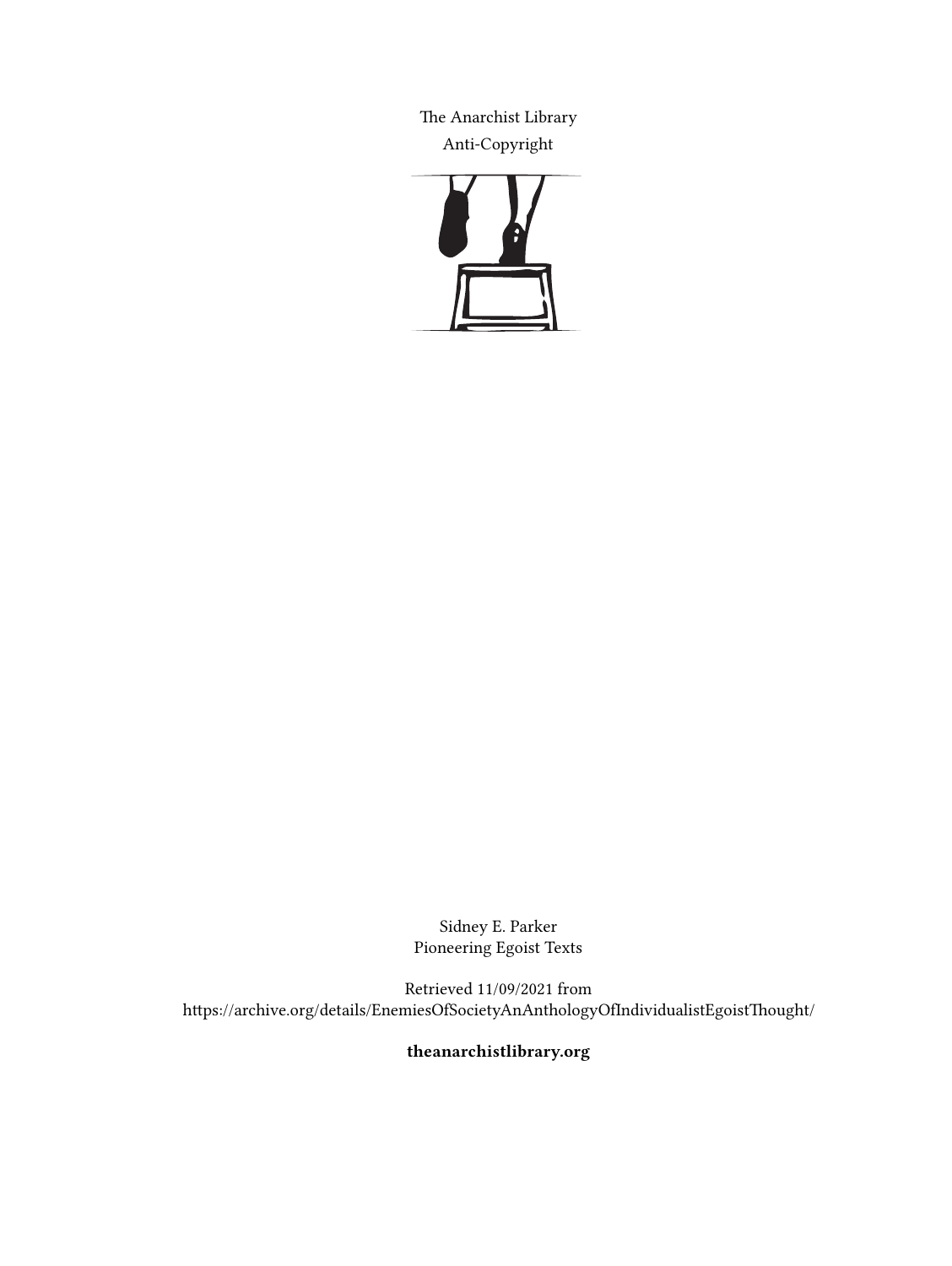The Anarchist Library
Anti-Copyright

Sidney E. Parker
Pioneering Egoist Texts

Retrieved 11/09/2021 from
https://archive.org/details/EnemiesOfSocietyAnAnthologyOfIndividualistEgoistThought/

**theanarchistlibrary.org**